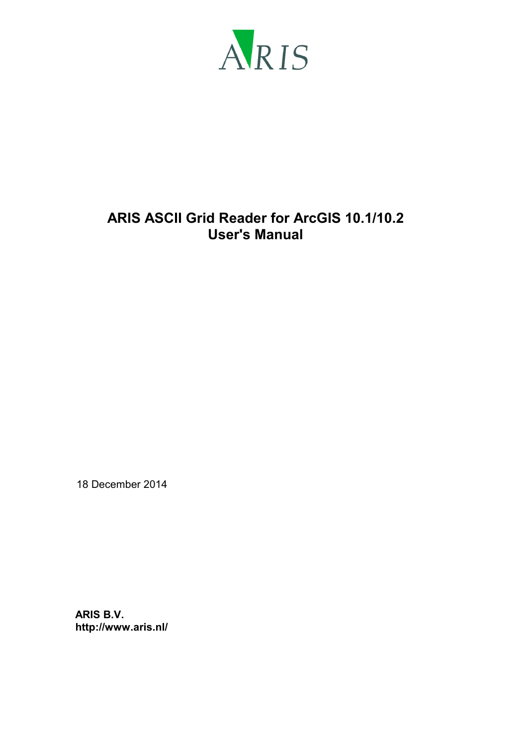ARIS

# ARIS ASCII Grid Reader for ArcGIS 10.1/10.2
# User's Manual

18 December 2014

**ARIS B.V.**
**http://www.aris.nl/**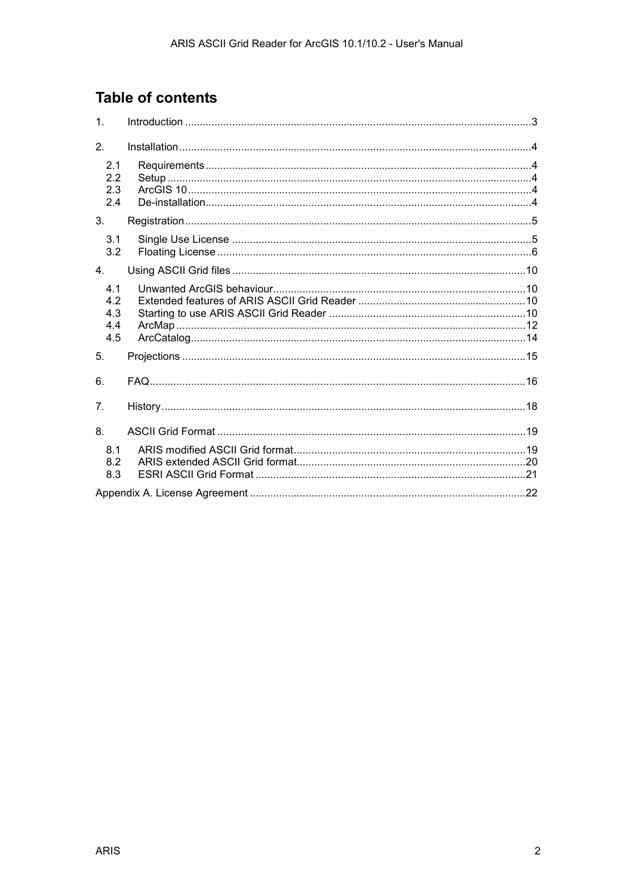# Table of contents

1. Introduction ....................................................................................................................3

2. Installation ......................................................................................................................4

   2.1 Requirements ............................................................................................................4
   2.2 Setup ..........................................................................................................................4
   2.3 ArcGIS 10 ...................................................................................................................4
   2.4 De-installation ............................................................................................................4

3. Registration ....................................................................................................................5

   3.1 Single Use License ....................................................................................................5
   3.2 Floating License .........................................................................................................6

4. Using ASCII Grid files ...................................................................................................10

   4.1 Unwanted ArcGIS behaviour ....................................................................................10
   4.2 Extended features of ARIS ASCII Grid Reader ........................................................10
   4.3 Starting to use ARIS ASCII Grid Reader ..................................................................10
   4.4 ArcMap .....................................................................................................................12
   4.5 ArcCatalog ................................................................................................................14

5. Projections ...................................................................................................................15

6. FAQ ...............................................................................................................................16

7. History ..........................................................................................................................18

8. ASCII Grid Format ........................................................................................................19

   8.1 ARIS modified ASCII Grid format .............................................................................19
   8.2 ARIS extended ASCII Grid format ............................................................................20
   8.3 ESRI ASCII Grid Format ..........................................................................................21

Appendix A. License Agreement ............................................................................................22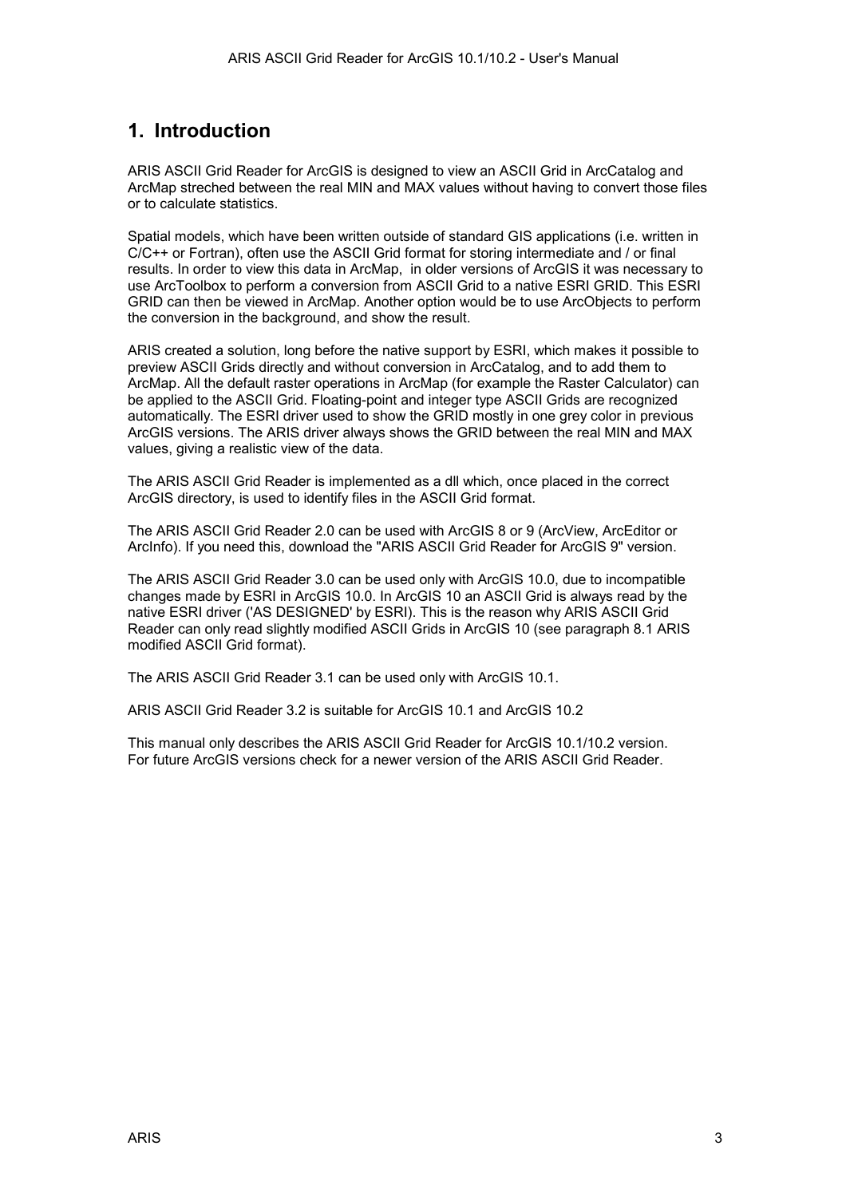# 1. Introduction

ARIS ASCII Grid Reader for ArcGIS is designed to view an ASCII Grid in ArcCatalog and ArcMap streched between the real MIN and MAX values without having to convert those files or to calculate statistics.

Spatial models, which have been written outside of standard GIS applications (i.e. written in C/C++ or Fortran), often use the ASCII Grid format for storing intermediate and / or final results. In order to view this data in ArcMap, in older versions of ArcGIS it was necessary to use ArcToolbox to perform a conversion from ASCII Grid to a native ESRI GRID. This ESRI GRID can then be viewed in ArcMap. Another option would be to use ArcObjects to perform the conversion in the background, and show the result.

ARIS created a solution, long before the native support by ESRI, which makes it possible to preview ASCII Grids directly and without conversion in ArcCatalog, and to add them to ArcMap. All the default raster operations in ArcMap (for example the Raster Calculator) can be applied to the ASCII Grid. Floating-point and integer type ASCII Grids are recognized automatically. The ESRI driver used to show the GRID mostly in one grey color in previous ArcGIS versions. The ARIS driver always shows the GRID between the real MIN and MAX values, giving a realistic view of the data.

The ARIS ASCII Grid Reader is implemented as a dll which, once placed in the correct ArcGIS directory, is used to identify files in the ASCII Grid format.

The ARIS ASCII Grid Reader 2.0 can be used with ArcGIS 8 or 9 (ArcView, ArcEditor or ArcInfo). If you need this, download the "ARIS ASCII Grid Reader for ArcGIS 9" version.

The ARIS ASCII Grid Reader 3.0 can be used only with ArcGIS 10.0, due to incompatible changes made by ESRI in ArcGIS 10.0. In ArcGIS 10 an ASCII Grid is always read by the native ESRI driver ('AS DESIGNED' by ESRI). This is the reason why ARIS ASCII Grid Reader can only read slightly modified ASCII Grids in ArcGIS 10 (see paragraph 8.1 ARIS modified ASCII Grid format).

The ARIS ASCII Grid Reader 3.1 can be used only with ArcGIS 10.1.

ARIS ASCII Grid Reader 3.2 is suitable for ArcGIS 10.1 and ArcGIS 10.2

This manual only describes the ARIS ASCII Grid Reader for ArcGIS 10.1/10.2 version.
For future ArcGIS versions check for a newer version of the ARIS ASCII Grid Reader.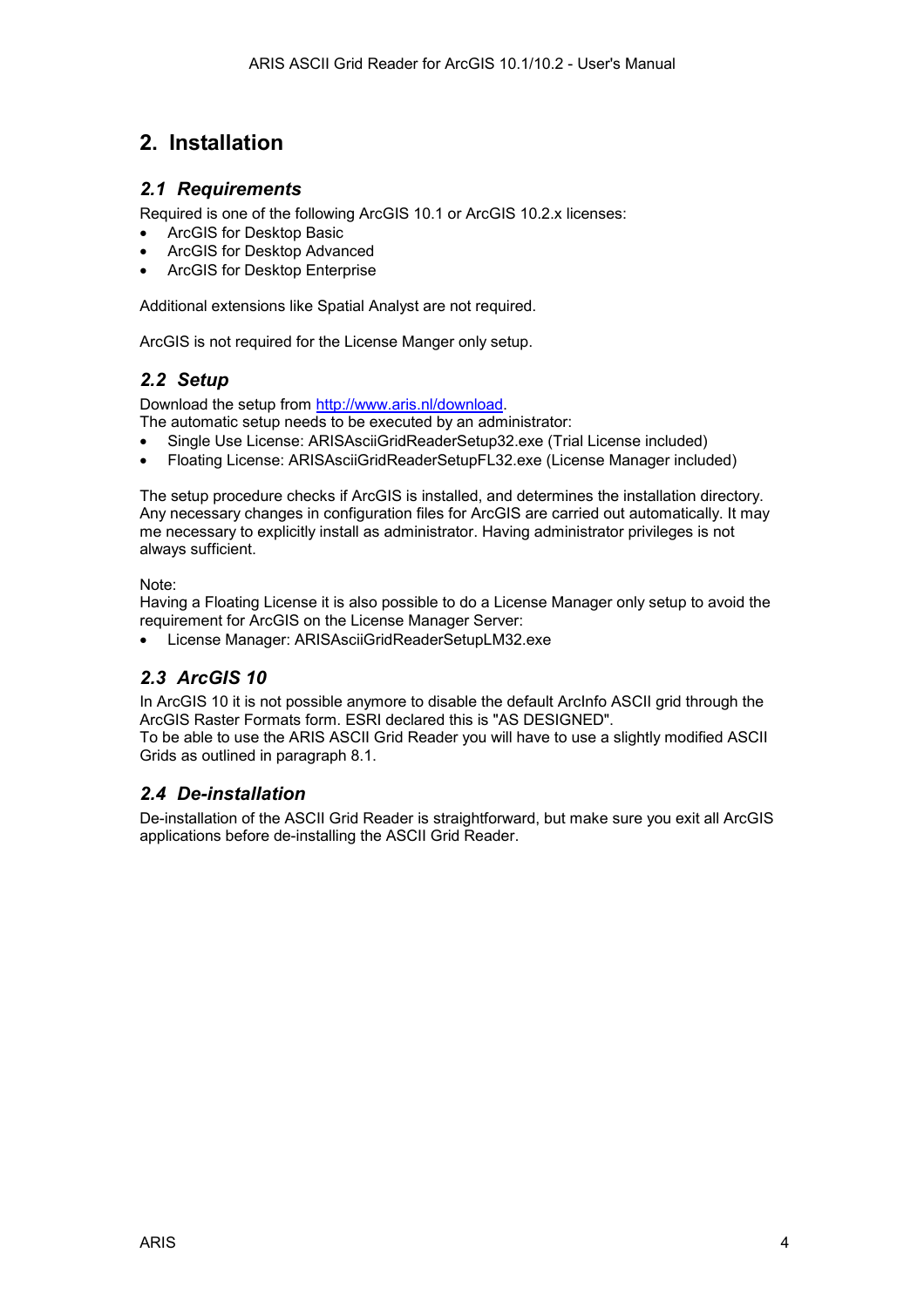# 2. Installation

## *2.1 Requirements*

Required is one of the following ArcGIS 10.1 or ArcGIS 10.2.x licenses:

- ArcGIS for Desktop Basic
- ArcGIS for Desktop Advanced
- ArcGIS for Desktop Enterprise

Additional extensions like Spatial Analyst are not required.

ArcGIS is not required for the License Manger only setup.

## *2.2 Setup*

Download the setup from [http://www.aris.nl/download](http://www.aris.nl/download).
The automatic setup needs to be executed by an administrator:

- Single Use License: ARISAsciiGridReaderSetup32.exe (Trial License included)
- Floating License: ARISAsciiGridReaderSetupFL32.exe (License Manager included)

The setup procedure checks if ArcGIS is installed, and determines the installation directory. Any necessary changes in configuration files for ArcGIS are carried out automatically. It may me necessary to explicitly install as administrator. Having administrator privileges is not always sufficient.

Note:
Having a Floating License it is also possible to do a License Manager only setup to avoid the requirement for ArcGIS on the License Manager Server:

- License Manager: ARISAsciiGridReaderSetupLM32.exe

## *2.3 ArcGIS 10*

In ArcGIS 10 it is not possible anymore to disable the default ArcInfo ASCII grid through the ArcGIS Raster Formats form. ESRI declared this is "AS DESIGNED".
To be able to use the ARIS ASCII Grid Reader you will have to use a slightly modified ASCII Grids as outlined in paragraph 8.1.

## *2.4 De-installation*

De-installation of the ASCII Grid Reader is straightforward, but make sure you exit all ArcGIS applications before de-installing the ASCII Grid Reader.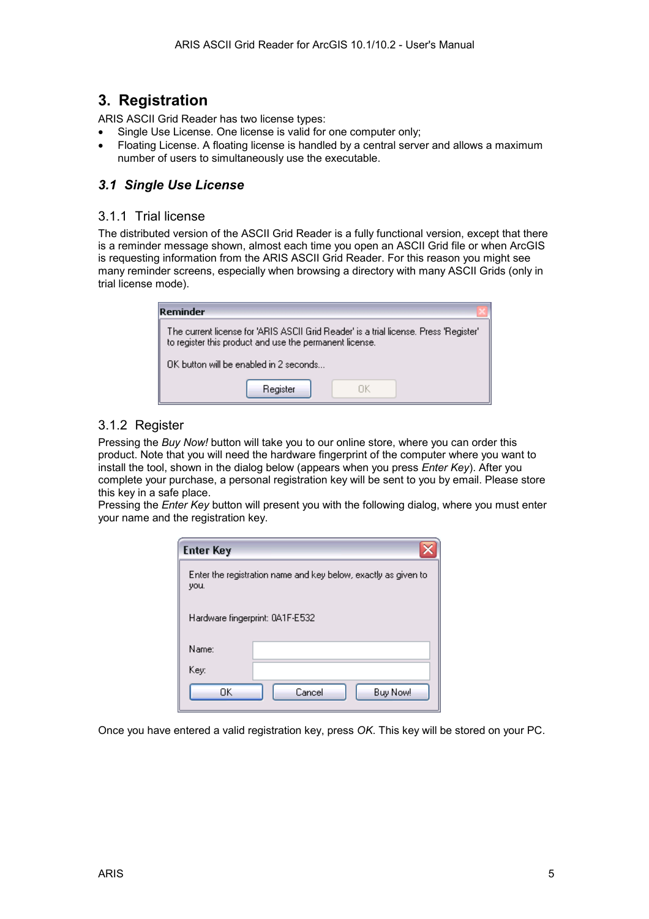# 3. Registration

ARIS ASCII Grid Reader has two license types:

- Single Use License. One license is valid for one computer only;
- Floating License. A floating license is handled by a central server and allows a maximum number of users to simultaneously use the executable.

## 3.1 Single Use License

### 3.1.1 Trial license

The distributed version of the ASCII Grid Reader is a fully functional version, except that there is a reminder message shown, almost each time you open an ASCII Grid file or when ArcGIS is requesting information from the ARIS ASCII Grid Reader. For this reason you might see many reminder screens, especially when browsing a directory with many ASCII Grids (only in trial license mode).

### 3.1.2 Register

Pressing the *Buy Now!* button will take you to our online store, where you can order this product. Note that you will need the hardware fingerprint of the computer where you want to install the tool, shown in the dialog below (appears when you press *Enter Key*). After you complete your purchase, a personal registration key will be sent to you by email. Please store this key in a safe place.

Pressing the *Enter Key* button will present you with the following dialog, where you must enter your name and the registration key.

Once you have entered a valid registration key, press *OK*. This key will be stored on your PC.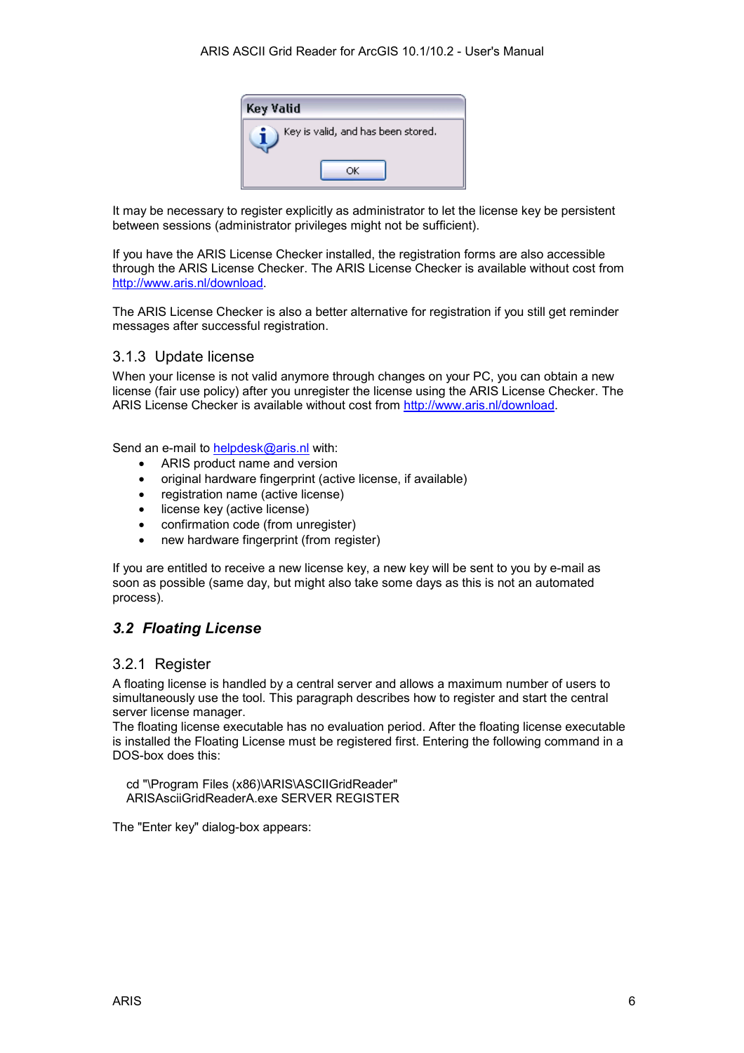It may be necessary to register explicitly as administrator to let the license key be persistent between sessions (administrator privileges might not be sufficient).

If you have the ARIS License Checker installed, the registration forms are also accessible through the ARIS License Checker. The ARIS License Checker is available without cost from http://www.aris.nl/download.

The ARIS License Checker is also a better alternative for registration if you still get reminder messages after successful registration.

### 3.1.3 Update license

When your license is not valid anymore through changes on your PC, you can obtain a new license (fair use policy) after you unregister the license using the ARIS License Checker. The ARIS License Checker is available without cost from http://www.aris.nl/download.

Send an e-mail to helpdesk@aris.nl with:

- ARIS product name and version
- original hardware fingerprint (active license, if available)
- registration name (active license)
- license key (active license)
- confirmation code (from unregister)
- new hardware fingerprint (from register)

If you are entitled to receive a new license key, a new key will be sent to you by e-mail as soon as possible (same day, but might also take some days as this is not an automated process).

## *3.2 Floating License*

### 3.2.1 Register

A floating license is handled by a central server and allows a maximum number of users to simultaneously use the tool. This paragraph describes how to register and start the central server license manager.
The floating license executable has no evaluation period. After the floating license executable is installed the Floating License must be registered first. Entering the following command in a DOS-box does this:

```
cd "\Program Files (x86)\ARIS\ASCIIGridReader"
ARISAsciiGridReaderA.exe SERVER REGISTER
```

The "Enter key" dialog-box appears: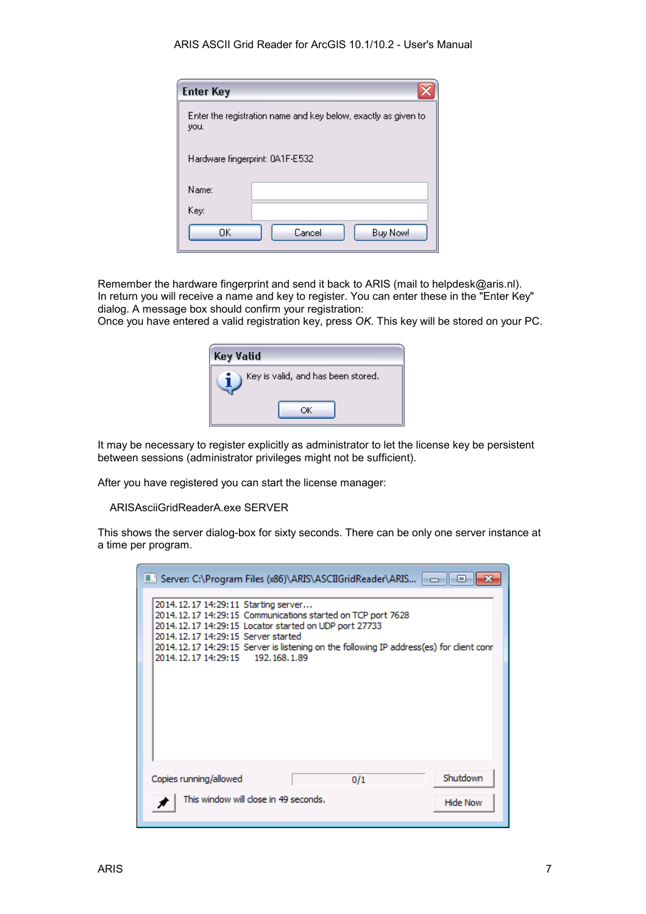Remember the hardware fingerprint and send it back to ARIS (mail to helpdesk@aris.nl).
In return you will receive a name and key to register. You can enter these in the "Enter Key" dialog. A message box should confirm your registration:
Once you have entered a valid registration key, press *OK*. This key will be stored on your PC.

It may be necessary to register explicitly as administrator to let the license key be persistent between sessions (administrator privileges might not be sufficient).

After you have registered you can start the license manager:

```
ARISAsciiGridReaderA.exe SERVER
```

This shows the server dialog-box for sixty seconds. There can be only one server instance at a time per program.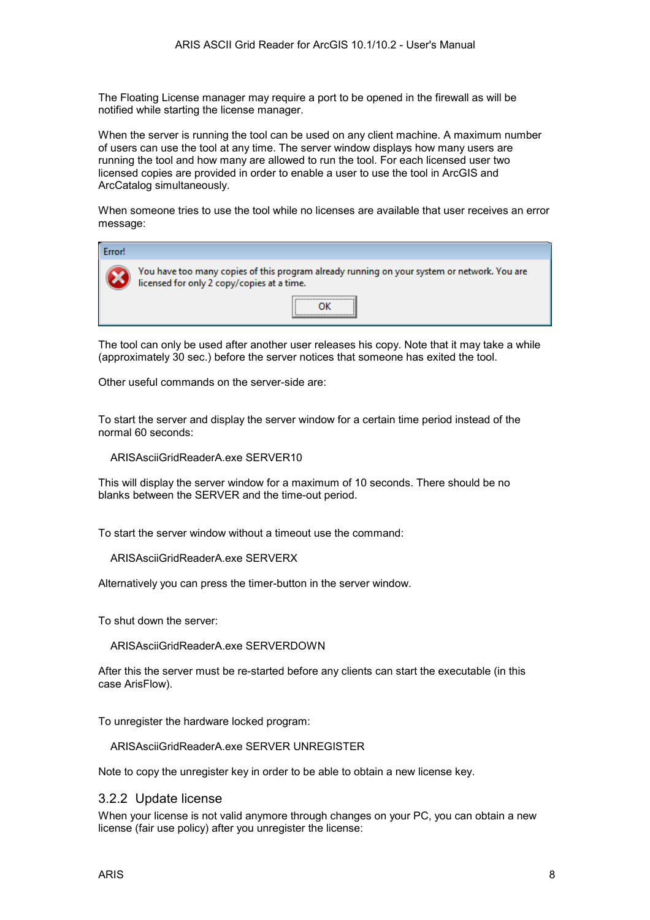The Floating License manager may require a port to be opened in the firewall as will be notified while starting the license manager.

When the server is running the tool can be used on any client machine. A maximum number of users can use the tool at any time. The server window displays how many users are running the tool and how many are allowed to run the tool. For each licensed user two licensed copies are provided in order to enable a user to use the tool in ArcGIS and ArcCatalog simultaneously.

When someone tries to use the tool while no licenses are available that user receives an error message:

Error!

You have too many copies of this program already running on your system or network. You are licensed for only 2 copy/copies at a time.

OK

The tool can only be used after another user releases his copy. Note that it may take a while (approximately 30 sec.) before the server notices that someone has exited the tool.

Other useful commands on the server-side are:

To start the server and display the server window for a certain time period instead of the normal 60 seconds:

```
ARISAsciiGridReaderA.exe SERVER10
```

This will display the server window for a maximum of 10 seconds. There should be no blanks between the SERVER and the time-out period.

To start the server window without a timeout use the command:

```
ARISAsciiGridReaderA.exe SERVERX
```

Alternatively you can press the timer-button in the server window.

To shut down the server:

```
ARISAsciiGridReaderA.exe SERVERDOWN
```

After this the server must be re-started before any clients can start the executable (in this case ArisFlow).

To unregister the hardware locked program:

```
ARISAsciiGridReaderA.exe SERVER UNREGISTER
```

Note to copy the unregister key in order to be able to obtain a new license key.

### 3.2.2 Update license

When your license is not valid anymore through changes on your PC, you can obtain a new license (fair use policy) after you unregister the license: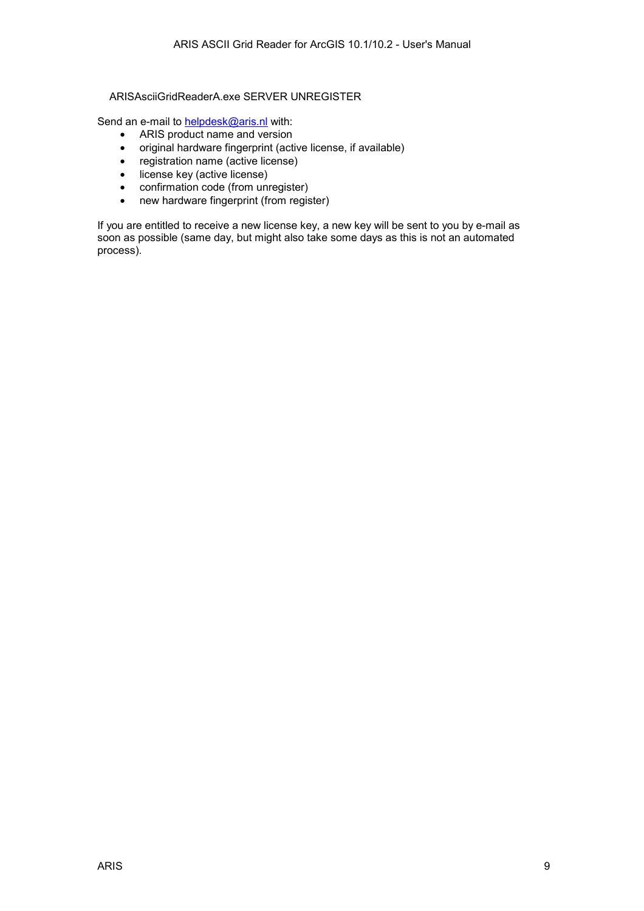ARISAsciiGridReaderA.exe SERVER UNREGISTER

Send an e-mail to helpdesk@aris.nl with:

- ARIS product name and version
- original hardware fingerprint (active license, if available)
- registration name (active license)
- license key (active license)
- confirmation code (from unregister)
- new hardware fingerprint (from register)

If you are entitled to receive a new license key, a new key will be sent to you by e-mail as soon as possible (same day, but might also take some days as this is not an automated process).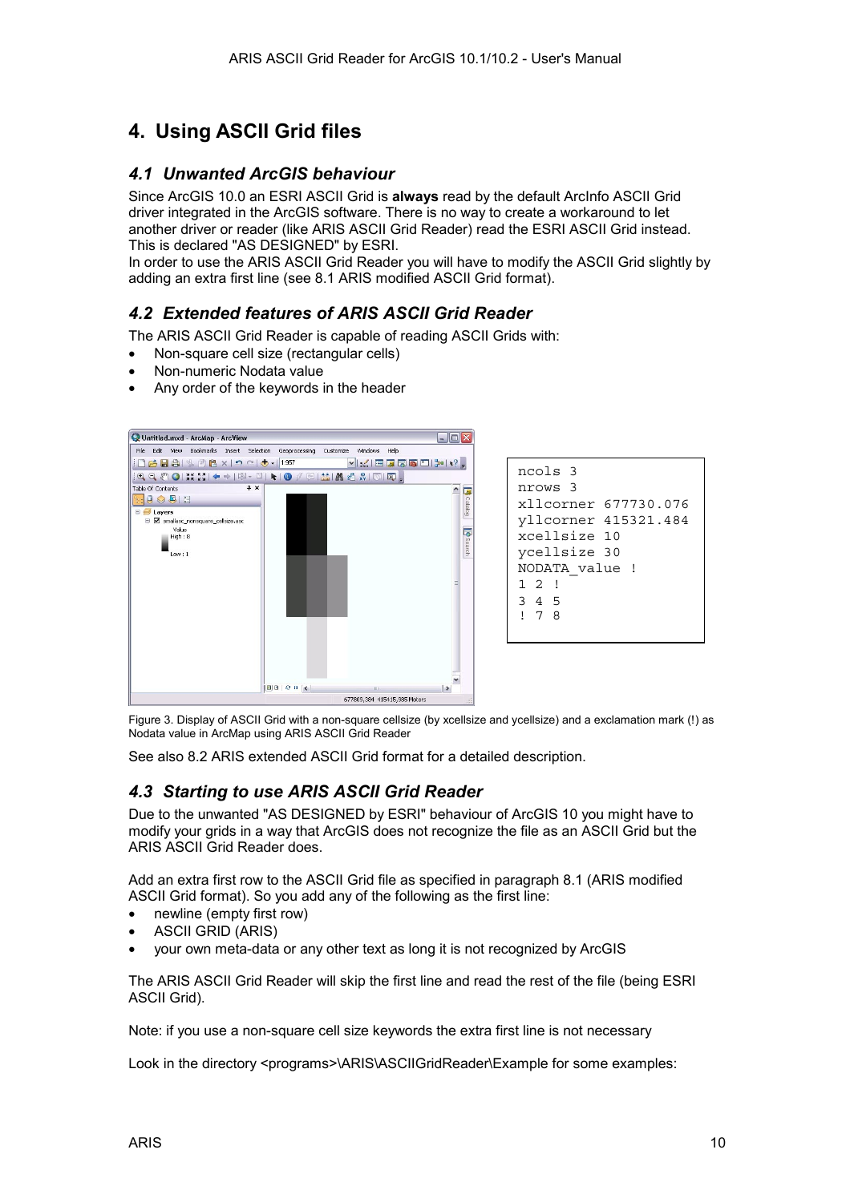# 4. Using ASCII Grid files

## 4.1 Unwanted ArcGIS behaviour

Since ArcGIS 10.0 an ESRI ASCII Grid is **always** read by the default ArcInfo ASCII Grid driver integrated in the ArcGIS software. There is no way to create a workaround to let another driver or reader (like ARIS ASCII Grid Reader) read the ESRI ASCII Grid instead. This is declared "AS DESIGNED" by ESRI.
In order to use the ARIS ASCII Grid Reader you will have to modify the ASCII Grid slightly by adding an extra first line (see 8.1 ARIS modified ASCII Grid format).

## 4.2 Extended features of ARIS ASCII Grid Reader

The ARIS ASCII Grid Reader is capable of reading ASCII Grids with:

- Non-square cell size (rectangular cells)
- Non-numeric Nodata value
- Any order of the keywords in the header

```
ncols 3
nrows 3
xllcorner 677730.076
yllcorner 415321.484
xcellsize 10
ycellsize 30
NODATA_value !
1 2 !
3 4 5
! 7 8
```

Figure 3. Display of ASCII Grid with a non-square cellsize (by xcellsize and ycellsize) and a exclamation mark (!) as Nodata value in ArcMap using ARIS ASCII Grid Reader

See also 8.2 ARIS extended ASCII Grid format for a detailed description.

## 4.3 Starting to use ARIS ASCII Grid Reader

Due to the unwanted "AS DESIGNED by ESRI" behaviour of ArcGIS 10 you might have to modify your grids in a way that ArcGIS does not recognize the file as an ASCII Grid but the ARIS ASCII Grid Reader does.

Add an extra first row to the ASCII Grid file as specified in paragraph 8.1 (ARIS modified ASCII Grid format). So you add any of the following as the first line:

- newline (empty first row)
- ASCII GRID (ARIS)
- your own meta-data or any other text as long it is not recognized by ArcGIS

The ARIS ASCII Grid Reader will skip the first line and read the rest of the file (being ESRI ASCII Grid).

Note: if you use a non-square cell size keywords the extra first line is not necessary

Look in the directory <programs>\ARIS\ASCIIGridReader\Example for some examples: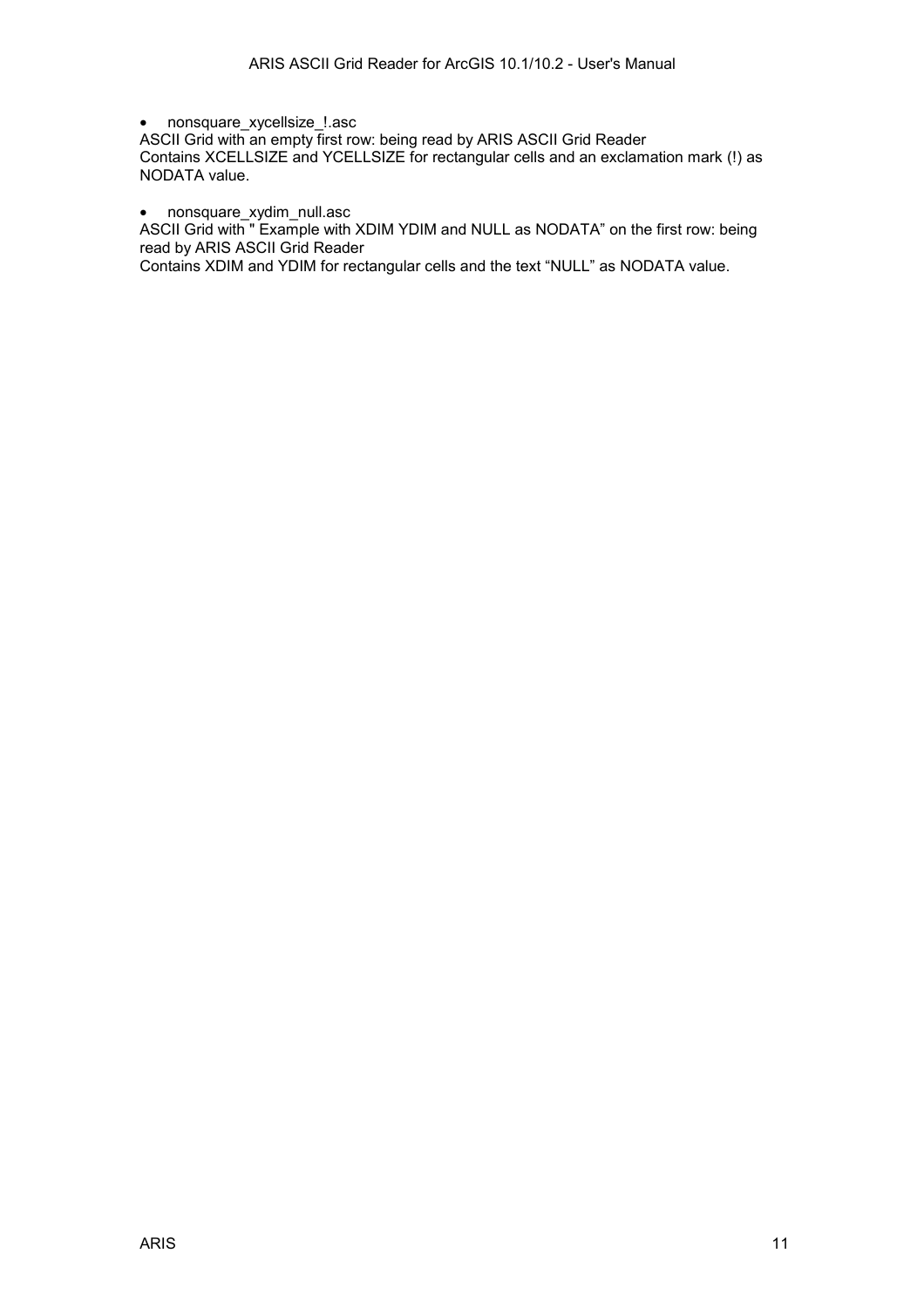- nonsquare_xycellsize_!.asc

ASCII Grid with an empty first row: being read by ARIS ASCII Grid Reader
Contains XCELLSIZE and YCELLSIZE for rectangular cells and an exclamation mark (!) as NODATA value.

- nonsquare_xydim_null.asc

ASCII Grid with " Example with XDIM YDIM and NULL as NODATA" on the first row: being read by ARIS ASCII Grid Reader
Contains XDIM and YDIM for rectangular cells and the text "NULL" as NODATA value.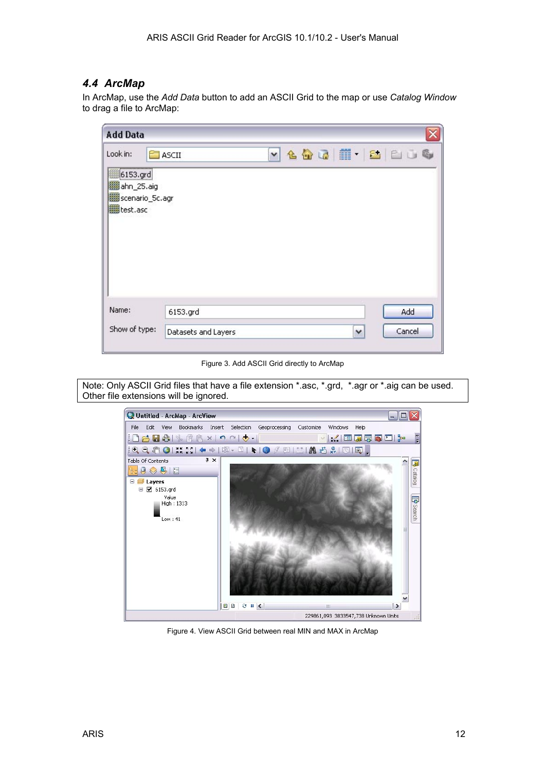### 4.4 ArcMap

In ArcMap, use the *Add Data* button to add an ASCII Grid to the map or use *Catalog Window* to drag a file to ArcMap:

Figure 3. Add ASCII Grid directly to ArcMap

Note: Only ASCII Grid files that have a file extension *.asc, *.grd, *.agr or *.aig can be used. Other file extensions will be ignored.

Figure 4. View ASCII Grid between real MIN and MAX in ArcMap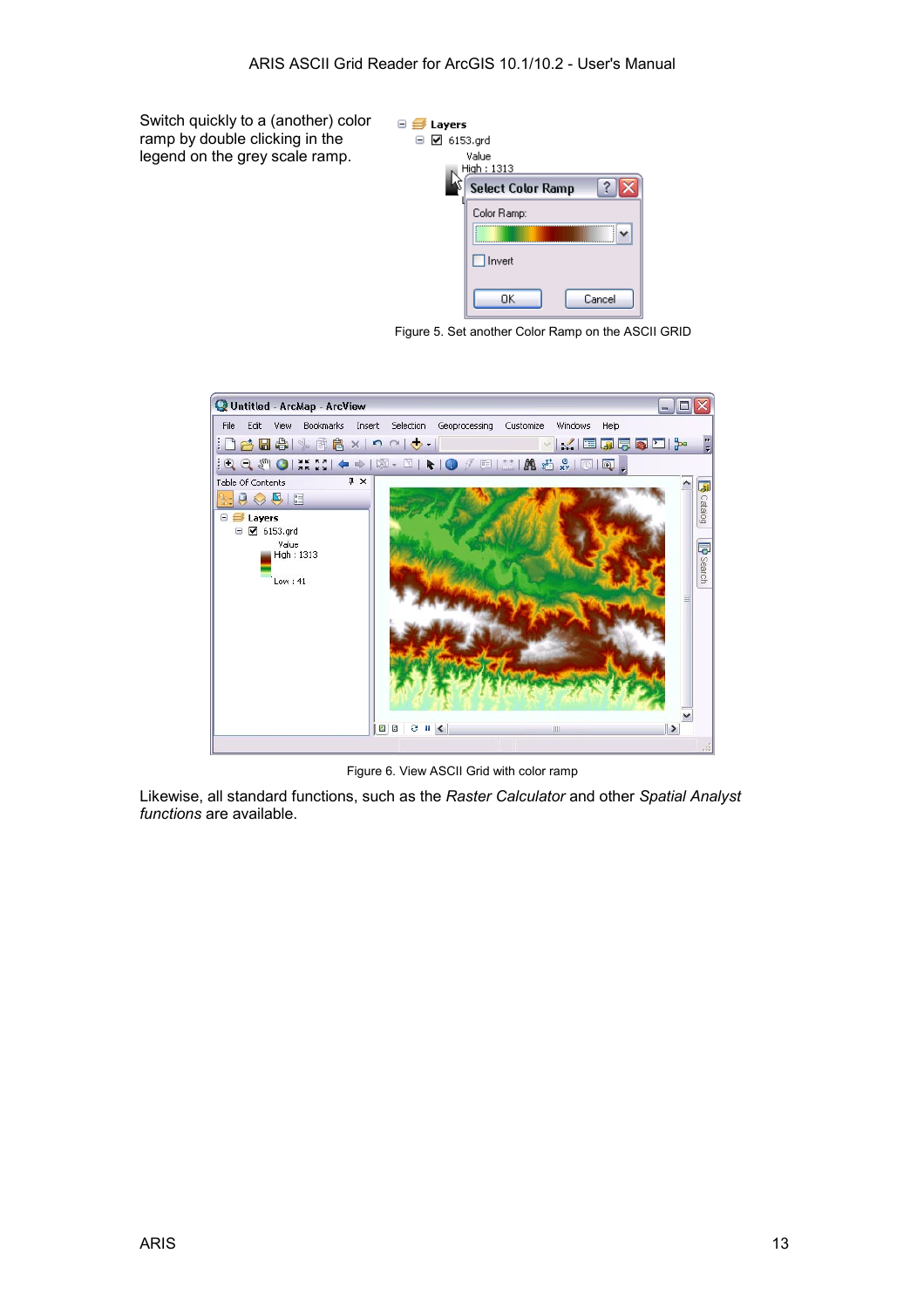Switch quickly to a (another) color ramp by double clicking in the legend on the grey scale ramp.

Figure 5. Set another Color Ramp on the ASCII GRID

Figure 6. View ASCII Grid with color ramp

Likewise, all standard functions, such as the *Raster Calculator* and other *Spatial Analyst functions* are available.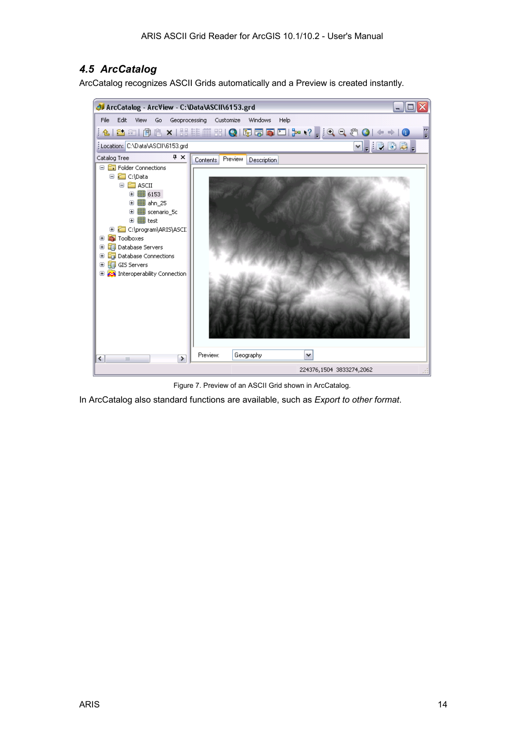## 4.5 ArcCatalog

ArcCatalog recognizes ASCII Grids automatically and a Preview is created instantly.

Figure 7. Preview of an ASCII Grid shown in ArcCatalog.

In ArcCatalog also standard functions are available, such as *Export to other format*.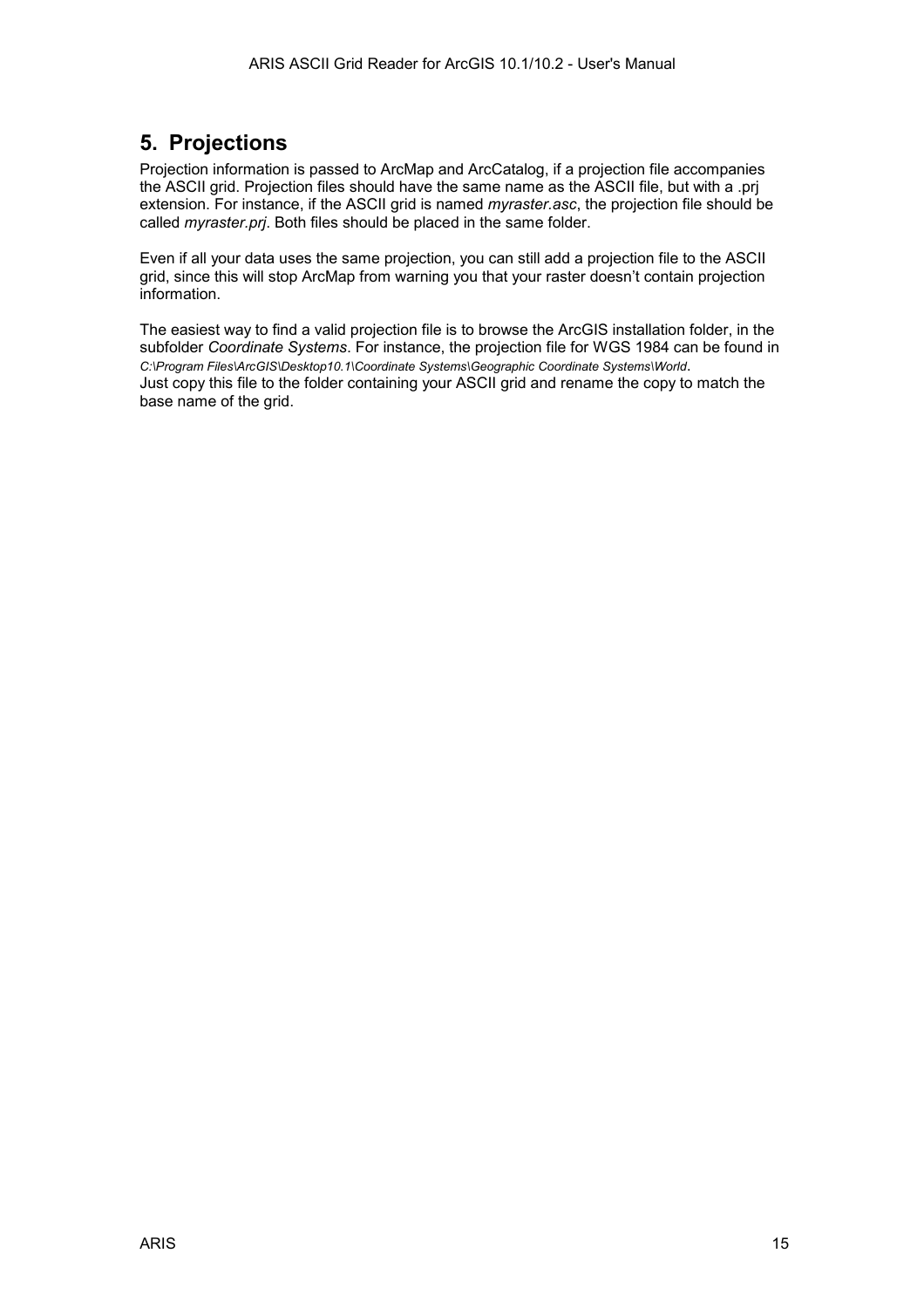# 5. Projections

Projection information is passed to ArcMap and ArcCatalog, if a projection file accompanies the ASCII grid. Projection files should have the same name as the ASCII file, but with a .prj extension. For instance, if the ASCII grid is named *myraster.asc*, the projection file should be called *myraster.prj*. Both files should be placed in the same folder.

Even if all your data uses the same projection, you can still add a projection file to the ASCII grid, since this will stop ArcMap from warning you that your raster doesn't contain projection information.

The easiest way to find a valid projection file is to browse the ArcGIS installation folder, in the subfolder *Coordinate Systems*. For instance, the projection file for WGS 1984 can be found in *C:\Program Files\ArcGIS\Desktop10.1\Coordinate Systems\Geographic Coordinate Systems\World*. Just copy this file to the folder containing your ASCII grid and rename the copy to match the base name of the grid.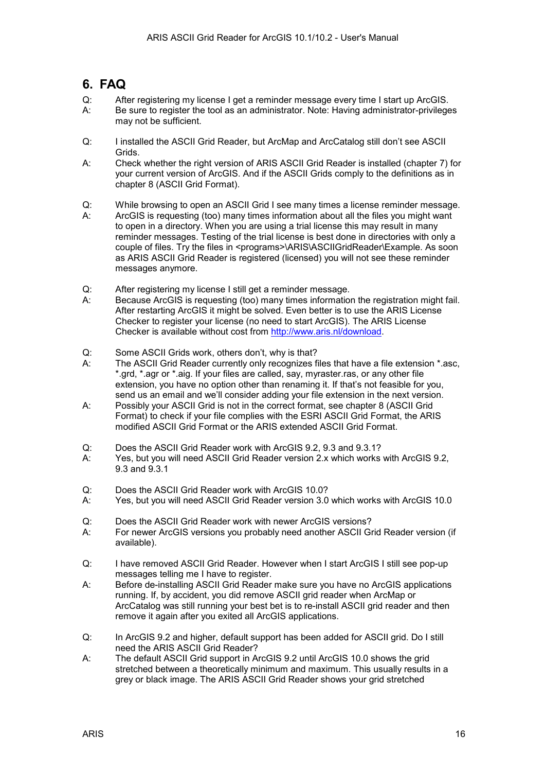# 6. FAQ

Q: After registering my license I get a reminder message every time I start up ArcGIS.
A: Be sure to register the tool as an administrator. Note: Having administrator-privileges may not be sufficient.

Q: I installed the ASCII Grid Reader, but ArcMap and ArcCatalog still don't see ASCII Grids.
A: Check whether the right version of ARIS ASCII Grid Reader is installed (chapter 7) for your current version of ArcGIS. And if the ASCII Grids comply to the definitions as in chapter 8 (ASCII Grid Format).

Q: While browsing to open an ASCII Grid I see many times a license reminder message.
A: ArcGIS is requesting (too) many times information about all the files you might want to open in a directory. When you are using a trial license this may result in many reminder messages. Testing of the trial license is best done in directories with only a couple of files. Try the files in <programs>\ARIS\ASCIIGridReader\Example. As soon as ARIS ASCII Grid Reader is registered (licensed) you will not see these reminder messages anymore.

Q: After registering my license I still get a reminder message.
A: Because ArcGIS is requesting (too) many times information the registration might fail. After restarting ArcGIS it might be solved. Even better is to use the ARIS License Checker to register your license (no need to start ArcGIS). The ARIS License Checker is available without cost from http://www.aris.nl/download.

Q: Some ASCII Grids work, others don't, why is that?
A: The ASCII Grid Reader currently only recognizes files that have a file extension *.asc, *.grd, *.agr or *.aig. If your files are called, say, myraster.ras, or any other file extension, you have no option other than renaming it. If that's not feasible for you, send us an email and we'll consider adding your file extension in the next version.
A: Possibly your ASCII Grid is not in the correct format, see chapter 8 (ASCII Grid Format) to check if your file complies with the ESRI ASCII Grid Format, the ARIS modified ASCII Grid Format or the ARIS extended ASCII Grid Format.

Q: Does the ASCII Grid Reader work with ArcGIS 9.2, 9.3 and 9.3.1?
A: Yes, but you will need ASCII Grid Reader version 2.x which works with ArcGIS 9.2, 9.3 and 9.3.1

Q: Does the ASCII Grid Reader work with ArcGIS 10.0?
A: Yes, but you will need ASCII Grid Reader version 3.0 which works with ArcGIS 10.0

Q: Does the ASCII Grid Reader work with newer ArcGIS versions?
A: For newer ArcGIS versions you probably need another ASCII Grid Reader version (if available).

Q: I have removed ASCII Grid Reader. However when I start ArcGIS I still see pop-up messages telling me I have to register.
A: Before de-installing ASCII Grid Reader make sure you have no ArcGIS applications running. If, by accident, you did remove ASCII grid reader when ArcMap or ArcCatalog was still running your best bet is to re-install ASCII grid reader and then remove it again after you exited all ArcGIS applications.

Q: In ArcGIS 9.2 and higher, default support has been added for ASCII grid. Do I still need the ARIS ASCII Grid Reader?
A: The default ASCII Grid support in ArcGIS 9.2 until ArcGIS 10.0 shows the grid stretched between a theoretically minimum and maximum. This usually results in a grey or black image. The ARIS ASCII Grid Reader shows your grid stretched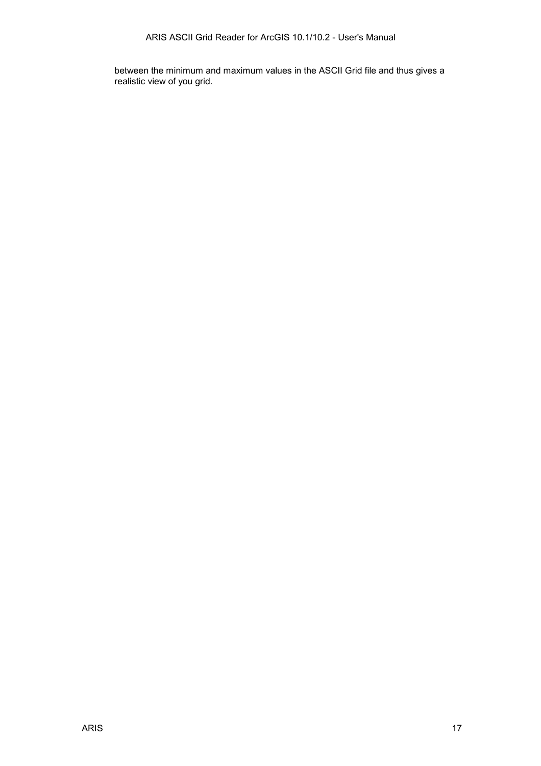between the minimum and maximum values in the ASCII Grid file and thus gives a realistic view of you grid.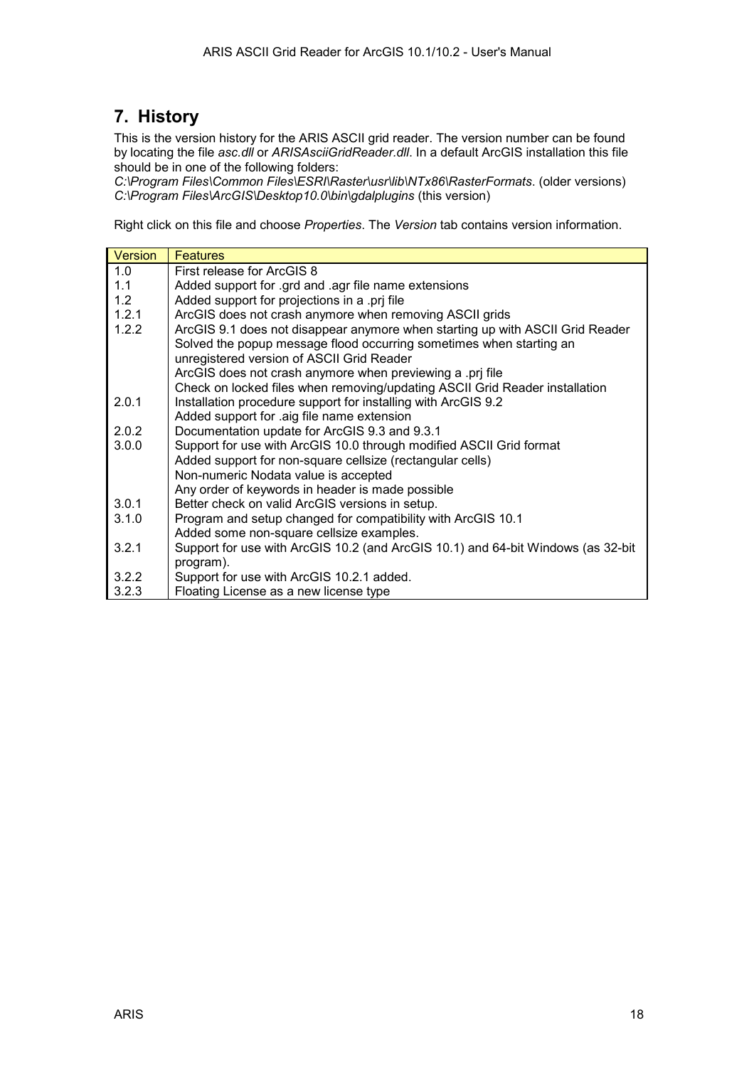## 7. History

This is the version history for the ARIS ASCII grid reader. The version number can be found by locating the file *asc.dll* or *ARISAsciiGridReader.dll*. In a default ArcGIS installation this file should be in one of the following folders:
*C:\Program Files\Common Files\ESRI\Raster\usr\lib\NTx86\RasterFormats*. (older versions)
*C:\Program Files\ArcGIS\Desktop10.0\bin\gdalplugins* (this version)

Right click on this file and choose *Properties*. The *Version* tab contains version information.

| Version | Features |
|---|---|
| 1.0 | First release for ArcGIS 8 |
| 1.1 | Added support for .grd and .agr file name extensions |
| 1.2 | Added support for projections in a .prj file |
| 1.2.1 | ArcGIS does not crash anymore when removing ASCII grids |
| 1.2.2 | ArcGIS 9.1 does not disappear anymore when starting up with ASCII Grid Reader<br>Solved the popup message flood occurring sometimes when starting an unregistered version of ASCII Grid Reader<br>ArcGIS does not crash anymore when previewing a .prj file<br>Check on locked files when removing/updating ASCII Grid Reader installation |
| 2.0.1 | Installation procedure support for installing with ArcGIS 9.2<br>Added support for .aig file name extension |
| 2.0.2 | Documentation update for ArcGIS 9.3 and 9.3.1 |
| 3.0.0 | Support for use with ArcGIS 10.0 through modified ASCII Grid format<br>Added support for non-square cellsize (rectangular cells)<br>Non-numeric Nodata value is accepted<br>Any order of keywords in header is made possible |
| 3.0.1 | Better check on valid ArcGIS versions in setup. |
| 3.1.0 | Program and setup changed for compatibility with ArcGIS 10.1<br>Added some non-square cellsize examples. |
| 3.2.1 | Support for use with ArcGIS 10.2 (and ArcGIS 10.1) and 64-bit Windows (as 32-bit program). |
| 3.2.2 | Support for use with ArcGIS 10.2.1 added. |
| 3.2.3 | Floating License as a new license type |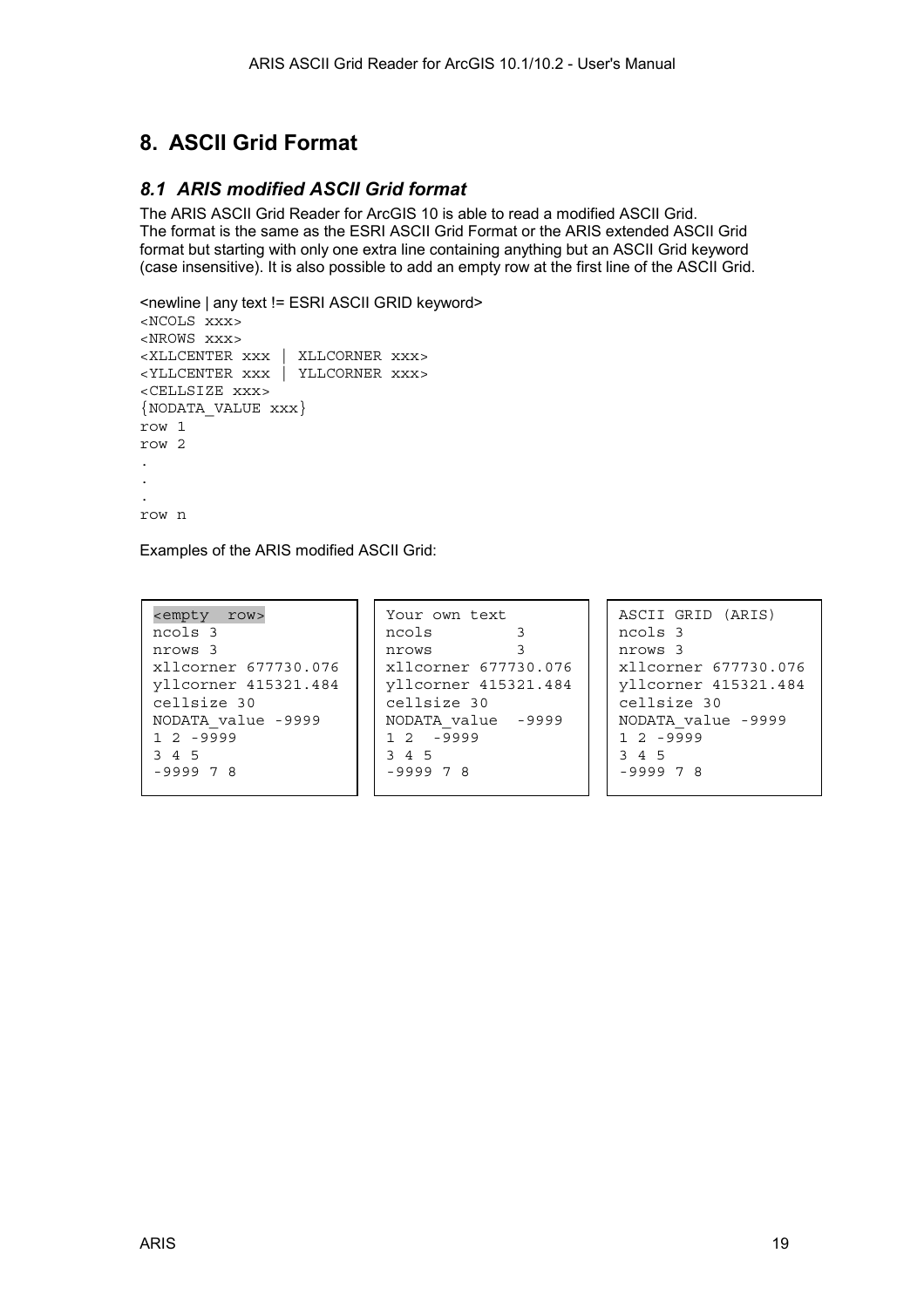# 8. ASCII Grid Format

## 8.1 *ARIS modified ASCII Grid format*

The ARIS ASCII Grid Reader for ArcGIS 10 is able to read a modified ASCII Grid.
The format is the same as the ESRI ASCII Grid Format or the ARIS extended ASCII Grid format but starting with only one extra line containing anything but an ASCII Grid keyword (case insensitive). It is also possible to add an empty row at the first line of the ASCII Grid.

<newline | any text != ESRI ASCII GRID keyword>

```
<NCOLS xxx>
<NROWS xxx>
<XLLCENTER xxx | XLLCORNER xxx>
<YLLCENTER xxx | YLLCORNER xxx>
<CELLSIZE xxx>
{NODATA_VALUE xxx}
row 1
row 2
.
.
.
row n
```

Examples of the ARIS modified ASCII Grid:

```
<empty  row>
ncols 3
nrows 3
xllcorner 677730.076
yllcorner 415321.484
cellsize 30
NODATA_value -9999
1 2 -9999
3 4 5
-9999 7 8
```

```
Your own text
ncols         3
nrows         3
xllcorner 677730.076
yllcorner 415321.484
cellsize 30
NODATA_value  -9999
1 2  -9999
3 4 5
-9999 7 8
```

```
ASCII GRID (ARIS)
ncols 3
nrows 3
xllcorner 677730.076
yllcorner 415321.484
cellsize 30
NODATA_value -9999
1 2 -9999
3 4 5
-9999 7 8
```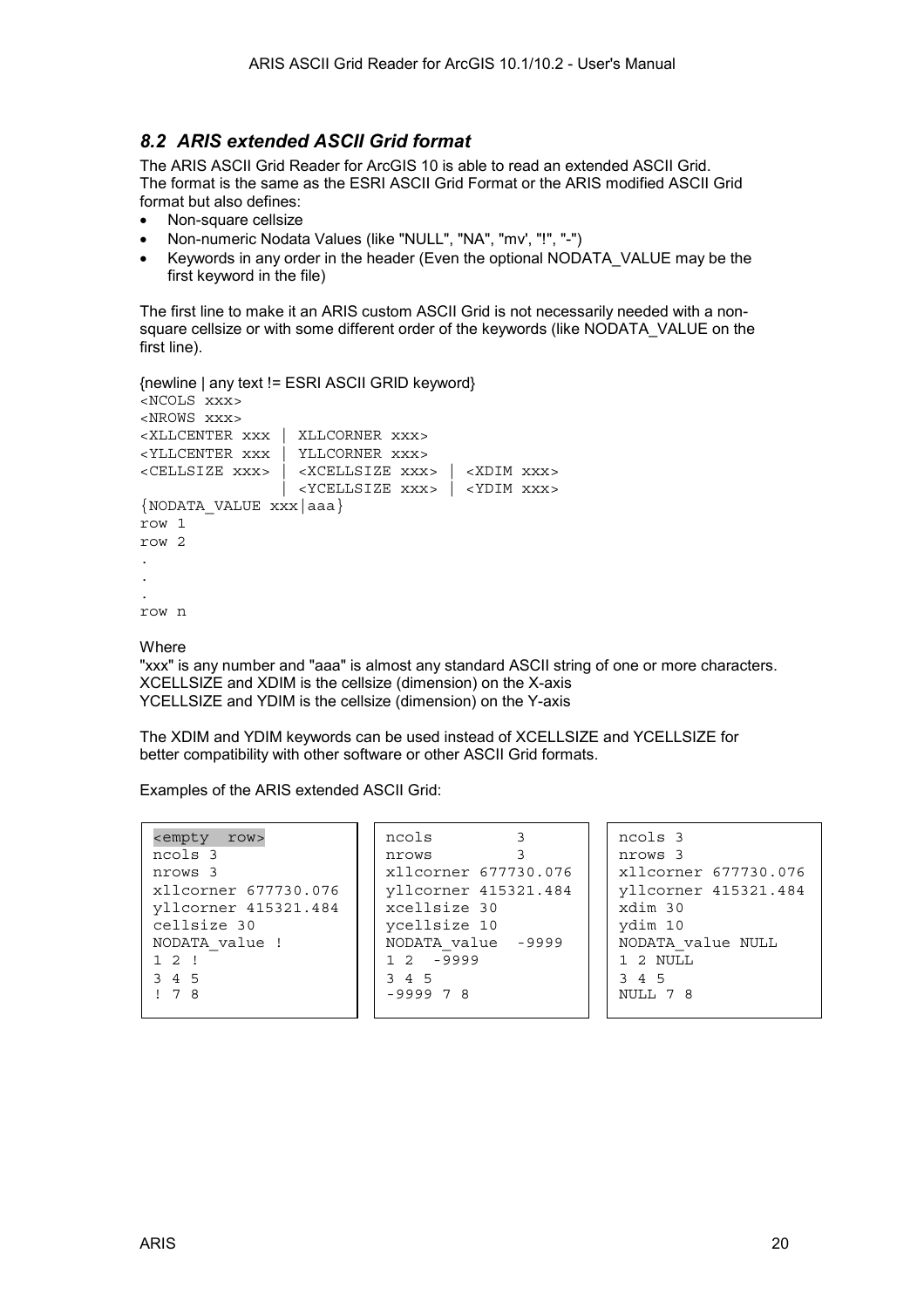## *8.2 ARIS extended ASCII Grid format*

The ARIS ASCII Grid Reader for ArcGIS 10 is able to read an extended ASCII Grid.
The format is the same as the ESRI ASCII Grid Format or the ARIS modified ASCII Grid format but also defines:

- Non-square cellsize
- Non-numeric Nodata Values (like "NULL", "NA", "mv', "!", "-")
- Keywords in any order in the header (Even the optional NODATA_VALUE may be the first keyword in the file)

The first line to make it an ARIS custom ASCII Grid is not necessarily needed with a non-square cellsize or with some different order of the keywords (like NODATA_VALUE on the first line).

```
{newline | any text != ESRI ASCII GRID keyword}
<NCOLS xxx>
<NROWS xxx>
<XLLCENTER xxx | XLLCORNER xxx>
<YLLCENTER xxx | YLLCORNER xxx>
<CELLSIZE xxx> | <XCELLSIZE xxx> | <XDIM xxx>
               | <YCELLSIZE xxx> | <YDIM xxx>
{NODATA_VALUE xxx|aaa}
row 1
row 2
.
.
.
row n
```

Where
"xxx" is any number and "aaa" is almost any standard ASCII string of one or more characters.
XCELLSIZE and XDIM is the cellsize (dimension) on the X-axis
YCELLSIZE and YDIM is the cellsize (dimension) on the Y-axis

The XDIM and YDIM keywords can be used instead of XCELLSIZE and YCELLSIZE for better compatibility with other software or other ASCII Grid formats.

Examples of the ARIS extended ASCII Grid:

```
<empty  row>
ncols 3
nrows 3
xllcorner 677730.076
yllcorner 415321.484
cellsize 30
NODATA_value !
1 2 !
3 4 5
! 7 8
```

```
ncols         3
nrows         3
xllcorner 677730.076
yllcorner 415321.484
xcellsize 30
ycellsize 10
NODATA_value  -9999
1 2  -9999
3 4 5
-9999 7 8
```

```
ncols 3
nrows 3
xllcorner 677730.076
yllcorner 415321.484
xdim 30
ydim 10
NODATA_value NULL
1 2 NULL
3 4 5
NULL 7 8
```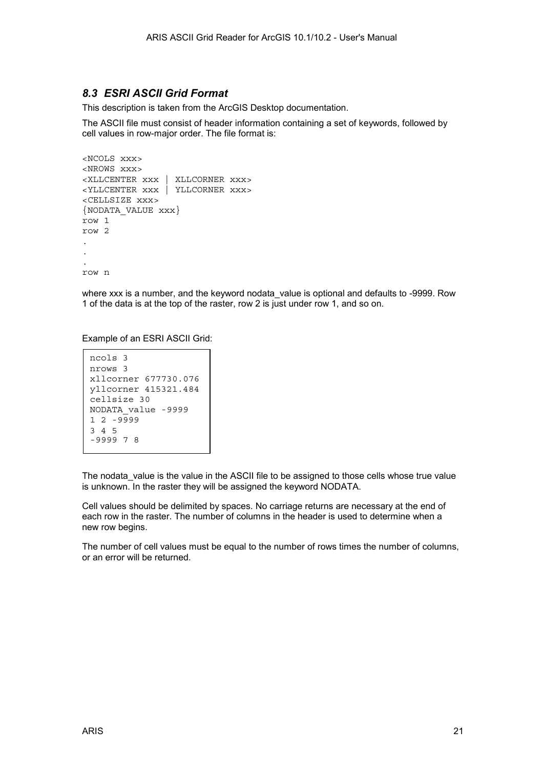### *8.3 ESRI ASCII Grid Format*

This description is taken from the ArcGIS Desktop documentation.

The ASCII file must consist of header information containing a set of keywords, followed by cell values in row-major order. The file format is:

```
<NCOLS xxx>
<NROWS xxx>
<XLLCENTER xxx | XLLCORNER xxx>
<YLLCENTER xxx | YLLCORNER xxx>
<CELLSIZE xxx>
{NODATA_VALUE xxx}
row 1
row 2
.
.
.
row n
```

where xxx is a number, and the keyword nodata_value is optional and defaults to -9999. Row 1 of the data is at the top of the raster, row 2 is just under row 1, and so on.

Example of an ESRI ASCII Grid:

```
ncols 3
nrows 3
xllcorner 677730.076
yllcorner 415321.484
cellsize 30
NODATA_value -9999
1 2 -9999
3 4 5
-9999 7 8
```

The nodata_value is the value in the ASCII file to be assigned to those cells whose true value is unknown. In the raster they will be assigned the keyword NODATA.

Cell values should be delimited by spaces. No carriage returns are necessary at the end of each row in the raster. The number of columns in the header is used to determine when a new row begins.

The number of cell values must be equal to the number of rows times the number of columns, or an error will be returned.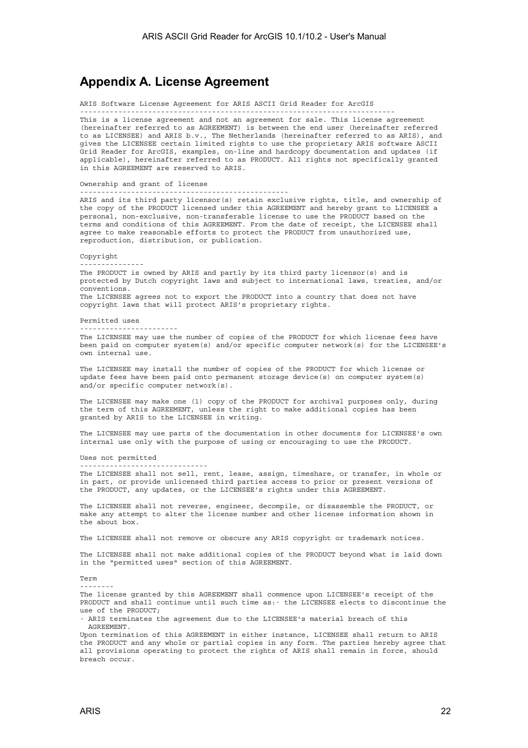# Appendix A. License Agreement

ARIS Software License Agreement for ARIS ASCII Grid Reader for ArcGIS

---

This is a license agreement and not an agreement for sale. This license agreement (hereinafter referred to as AGREEMENT) is between the end user (hereinafter referred to as LICENSEE) and ARIS b.v., The Netherlands (hereinafter referred to as ARIS), and gives the LICENSEE certain limited rights to use the proprietary ARIS software ASCII Grid Reader for ArcGIS, examples, on-line and hardcopy documentation and updates (if applicable), hereinafter referred to as PRODUCT. All rights not specifically granted in this AGREEMENT are reserved to ARIS.

Ownership and grant of license

---

ARIS and its third party licensor(s) retain exclusive rights, title, and ownership of the copy of the PRODUCT licensed under this AGREEMENT and hereby grant to LICENSEE a personal, non-exclusive, non-transferable license to use the PRODUCT based on the terms and conditions of this AGREEMENT. From the date of receipt, the LICENSEE shall agree to make reasonable efforts to protect the PRODUCT from unauthorized use, reproduction, distribution, or publication.

Copyright

---

The PRODUCT is owned by ARIS and partly by its third party licensor(s) and is protected by Dutch copyright laws and subject to international laws, treaties, and/or conventions.
The LICENSEE agrees not to export the PRODUCT into a country that does not have copyright laws that will protect ARIS's proprietary rights.

Permitted uses

---

The LICENSEE may use the number of copies of the PRODUCT for which license fees have been paid on computer system(s) and/or specific computer network(s) for the LICENSEE's own internal use.

The LICENSEE may install the number of copies of the PRODUCT for which license or update fees have been paid onto permanent storage device(s) on computer system(s) and/or specific computer network(s).

The LICENSEE may make one (1) copy of the PRODUCT for archival purposes only, during the term of this AGREEMENT, unless the right to make additional copies has been granted by ARIS to the LICENSEE in writing.

The LICENSEE may use parts of the documentation in other documents for LICENSEE's own internal use only with the purpose of using or encouraging to use the PRODUCT.

Uses not permitted

---

The LICENSEE shall not sell, rent, lease, assign, timeshare, or transfer, in whole or in part, or provide unlicensed third parties access to prior or present versions of the PRODUCT, any updates, or the LICENSEE's rights under this AGREEMENT.

The LICENSEE shall not reverse, engineer, decompile, or disassemble the PRODUCT, or make any attempt to alter the license number and other license information shown in the about box.

The LICENSEE shall not remove or obscure any ARIS copyright or trademark notices.

The LICENSEE shall not make additional copies of the PRODUCT beyond what is laid down in the "permitted uses" section of this AGREEMENT.

Term

---

The license granted by this AGREEMENT shall commence upon LICENSEE's receipt of the PRODUCT and shall continue until such time as:· the LICENSEE elects to discontinue the use of the PRODUCT;
· ARIS terminates the agreement due to the LICENSEE's material breach of this AGREEMENT.
Upon termination of this AGREEMENT in either instance, LICENSEE shall return to ARIS the PRODUCT and any whole or partial copies in any form. The parties hereby agree that all provisions operating to protect the rights of ARIS shall remain in force, should breach occur.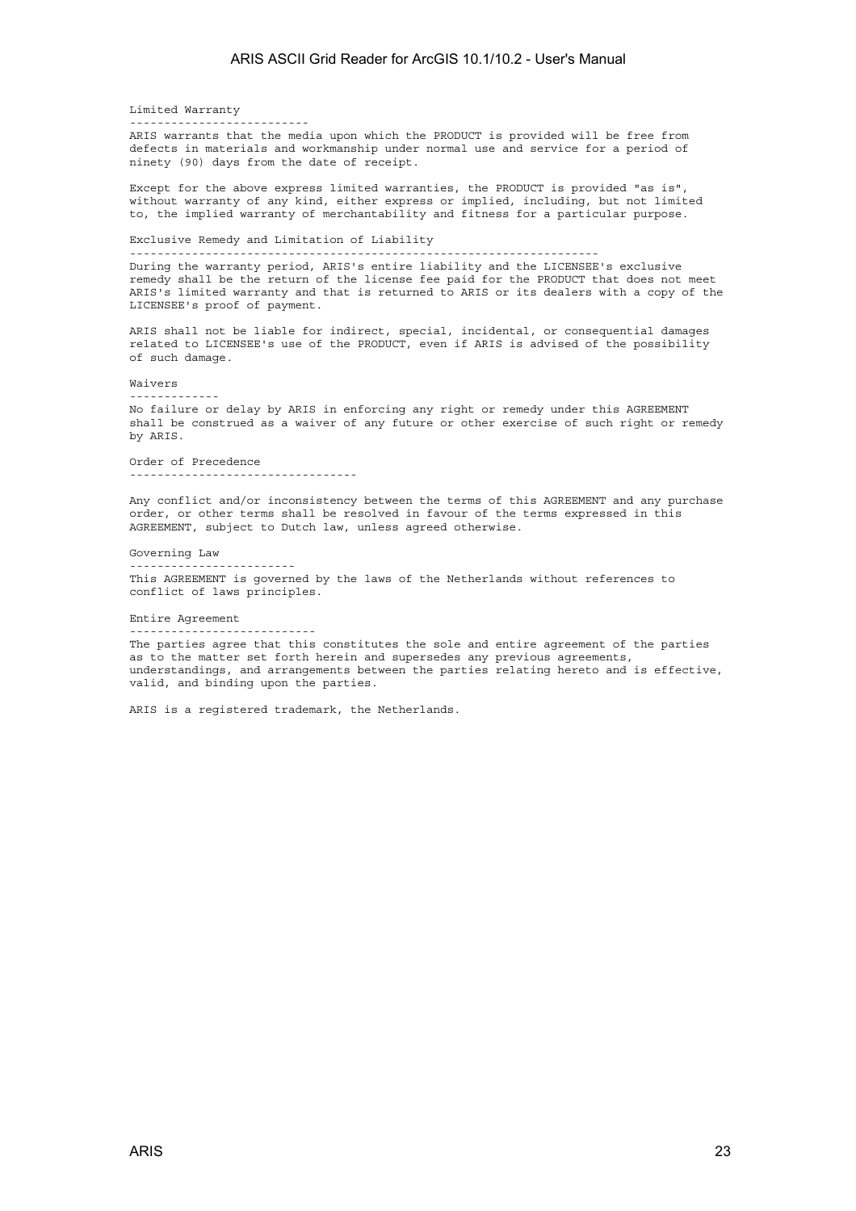## Limited Warranty

ARIS warrants that the media upon which the PRODUCT is provided will be free from defects in materials and workmanship under normal use and service for a period of ninety (90) days from the date of receipt.

Except for the above express limited warranties, the PRODUCT is provided "as is", without warranty of any kind, either express or implied, including, but not limited to, the implied warranty of merchantability and fitness for a particular purpose.

## Exclusive Remedy and Limitation of Liability

During the warranty period, ARIS's entire liability and the LICENSEE's exclusive remedy shall be the return of the license fee paid for the PRODUCT that does not meet ARIS's limited warranty and that is returned to ARIS or its dealers with a copy of the LICENSEE's proof of payment.

ARIS shall not be liable for indirect, special, incidental, or consequential damages related to LICENSEE's use of the PRODUCT, even if ARIS is advised of the possibility of such damage.

## Waivers

No failure or delay by ARIS in enforcing any right or remedy under this AGREEMENT shall be construed as a waiver of any future or other exercise of such right or remedy by ARIS.

## Order of Precedence

Any conflict and/or inconsistency between the terms of this AGREEMENT and any purchase order, or other terms shall be resolved in favour of the terms expressed in this AGREEMENT, subject to Dutch law, unless agreed otherwise.

## Governing Law

This AGREEMENT is governed by the laws of the Netherlands without references to conflict of laws principles.

## Entire Agreement

The parties agree that this constitutes the sole and entire agreement of the parties as to the matter set forth herein and supersedes any previous agreements, understandings, and arrangements between the parties relating hereto and is effective, valid, and binding upon the parties.

ARIS is a registered trademark, the Netherlands.